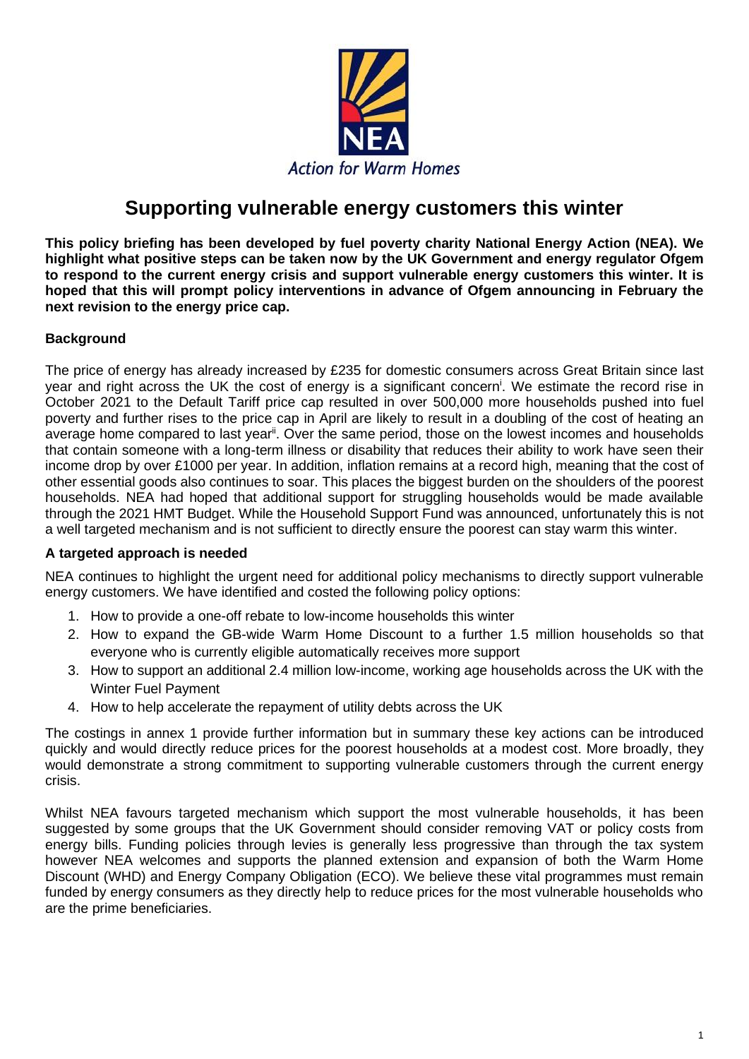# Supporting vulnerable energy customers this winter

**This policy briefing has been developed by fuel poverty charity National Energy Action (NEA). We highlight what positive steps can be taken now by the UK Government and energy regulator Ofgem to respond to the current energy crisis and support vulnerable energy customers this winter. It is hoped that this will prompt policy interventions in advance of Ofgem announcing in February the next revision to the energy price cap.**

**Background**

The price of energy has already increased by £235 for domestic consumers across Great Britain since last year and right across the UK the cost of energy is a significant concern[i]. We estimate the record rise in October 2021 to the Default Tariff price cap resulted in over 500,000 more households pushed into fuel poverty and further rises to the price cap in April are likely to result in a doubling of the cost of heating an average home compared to last year[ii]. Over the same period, those on the lowest incomes and households that contain someone with a long-term illness or disability that reduces their ability to work have seen their income drop by over £1000 per year. In addition, inflation remains at a record high, meaning that the cost of other essential goods also continues to soar. This places the biggest burden on the shoulders of the poorest households. NEA had hoped that additional support for struggling households would be made available through the 2021 HMT Budget. While the Household Support Fund was announced, unfortunately this is not a well targeted mechanism and is not sufficient to directly ensure the poorest can stay warm this winter.

**A targeted approach is needed**

NEA continues to highlight the urgent need for additional policy mechanisms to directly support vulnerable energy customers. We have identified and costed the following policy options:

1. How to provide a one-off rebate to low-income households this winter
2. How to expand the GB-wide Warm Home Discount to a further 1.5 million households so that everyone who is currently eligible automatically receives more support
3. How to support an additional 2.4 million low-income, working age households across the UK with the Winter Fuel Payment
4. How to help accelerate the repayment of utility debts across the UK

The costings in annex 1 provide further information but in summary these key actions can be introduced quickly and would directly reduce prices for the poorest households at a modest cost. More broadly, they would demonstrate a strong commitment to supporting vulnerable customers through the current energy crisis.

Whilst NEA favours targeted mechanism which support the most vulnerable households, it has been suggested by some groups that the UK Government should consider removing VAT or policy costs from energy bills. Funding policies through levies is generally less progressive than through the tax system however NEA welcomes and supports the planned extension and expansion of both the Warm Home Discount (WHD) and Energy Company Obligation (ECO). We believe these vital programmes must remain funded by energy consumers as they directly help to reduce prices for the most vulnerable households who are the prime beneficiaries.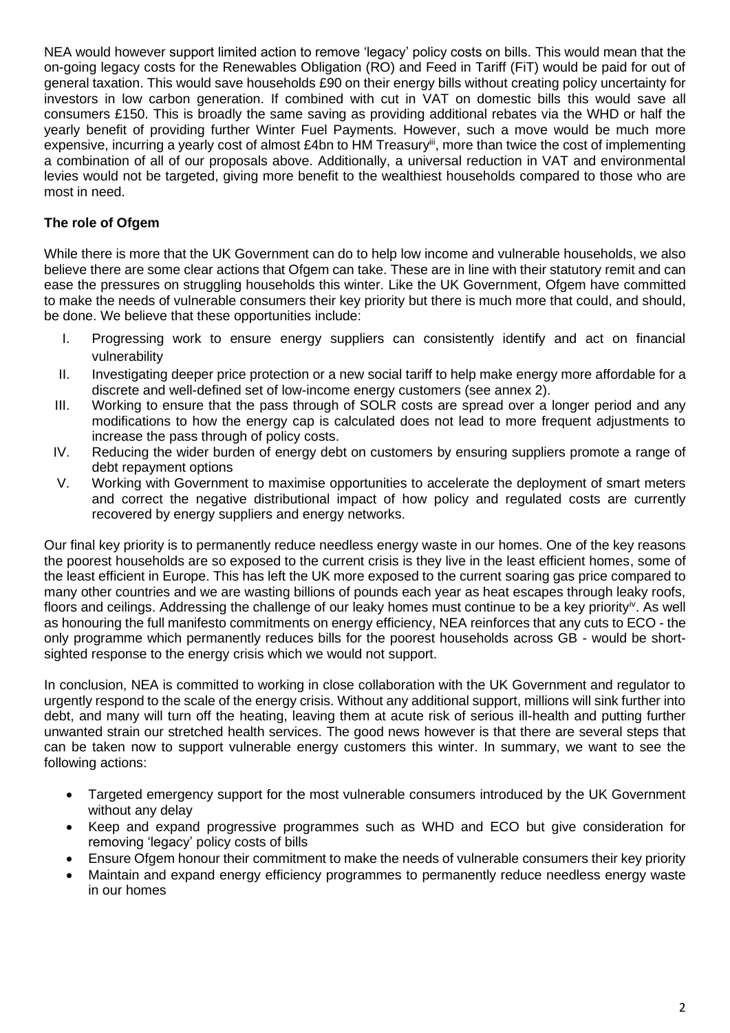NEA would however support limited action to remove 'legacy' policy costs on bills. This would mean that the on-going legacy costs for the Renewables Obligation (RO) and Feed in Tariff (FiT) would be paid for out of general taxation. This would save households £90 on their energy bills without creating policy uncertainty for investors in low carbon generation. If combined with cut in VAT on domestic bills this would save all consumers £150. This is broadly the same saving as providing additional rebates via the WHD or half the yearly benefit of providing further Winter Fuel Payments. However, such a move would be much more expensive, incurring a yearly cost of almost £4bn to HM Treasury[iii], more than twice the cost of implementing a combination of all of our proposals above. Additionally, a universal reduction in VAT and environmental levies would not be targeted, giving more benefit to the wealthiest households compared to those who are most in need.

**The role of Ofgem**

While there is more that the UK Government can do to help low income and vulnerable households, we also believe there are some clear actions that Ofgem can take. These are in line with their statutory remit and can ease the pressures on struggling households this winter. Like the UK Government, Ofgem have committed to make the needs of vulnerable consumers their key priority but there is much more that could, and should, be done. We believe that these opportunities include:

I. Progressing work to ensure energy suppliers can consistently identify and act on financial vulnerability
II. Investigating deeper price protection or a new social tariff to help make energy more affordable for a discrete and well-defined set of low-income energy customers (see annex 2).
III. Working to ensure that the pass through of SOLR costs are spread over a longer period and any modifications to how the energy cap is calculated does not lead to more frequent adjustments to increase the pass through of policy costs.
IV. Reducing the wider burden of energy debt on customers by ensuring suppliers promote a range of debt repayment options
V. Working with Government to maximise opportunities to accelerate the deployment of smart meters and correct the negative distributional impact of how policy and regulated costs are currently recovered by energy suppliers and energy networks.

Our final key priority is to permanently reduce needless energy waste in our homes. One of the key reasons the poorest households are so exposed to the current crisis is they live in the least efficient homes, some of the least efficient in Europe. This has left the UK more exposed to the current soaring gas price compared to many other countries and we are wasting billions of pounds each year as heat escapes through leaky roofs, floors and ceilings. Addressing the challenge of our leaky homes must continue to be a key priority[iv]. As well as honouring the full manifesto commitments on energy efficiency, NEA reinforces that any cuts to ECO - the only programme which permanently reduces bills for the poorest households across GB - would be short-sighted response to the energy crisis which we would not support.

In conclusion, NEA is committed to working in close collaboration with the UK Government and regulator to urgently respond to the scale of the energy crisis. Without any additional support, millions will sink further into debt, and many will turn off the heating, leaving them at acute risk of serious ill-health and putting further unwanted strain our stretched health services. The good news however is that there are several steps that can be taken now to support vulnerable energy customers this winter. In summary, we want to see the following actions:

- Targeted emergency support for the most vulnerable consumers introduced by the UK Government without any delay
- Keep and expand progressive programmes such as WHD and ECO but give consideration for removing 'legacy' policy costs of bills
- Ensure Ofgem honour their commitment to make the needs of vulnerable consumers their key priority
- Maintain and expand energy efficiency programmes to permanently reduce needless energy waste in our homes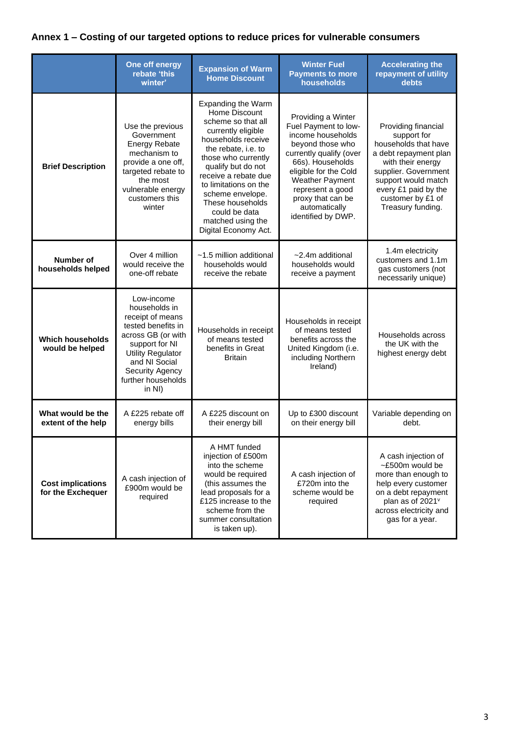## Annex 1 – Costing of our targeted options to reduce prices for vulnerable consumers

| | One off energy rebate 'this winter' | Expansion of Warm Home Discount | Winter Fuel Payments to more households | Accelerating the repayment of utility debts |
|---|---|---|---|---|
| **Brief Description** | Use the previous Government Energy Rebate mechanism to provide a one off, targeted rebate to the most vulnerable energy customers this winter | Expanding the Warm Home Discount scheme so that all currently eligible households receive the rebate, i.e. to those who currently qualify but do not receive a rebate due to limitations on the scheme envelope. These households could be data matched using the Digital Economy Act. | Providing a Winter Fuel Payment to low-income households beyond those who currently qualify (over 66s). Households eligible for the Cold Weather Payment represent a good proxy that can be automatically identified by DWP. | Providing financial support for households that have a debt repayment plan with their energy supplier. Government support would match every £1 paid by the customer by £1 of Treasury funding. |
| **Number of households helped** | Over 4 million would receive the one-off rebate | ~1.5 million additional households would receive the rebate | ~2.4m additional households would receive a payment | 1.4m electricity customers and 1.1m gas customers (not necessarily unique) |
| **Which households would be helped** | Low-income households in receipt of means tested benefits in across GB (or with support for NI Utility Regulator and NI Social Security Agency further households in NI) | Households in receipt of means tested benefits in Great Britain | Households in receipt of means tested benefits across the United Kingdom (i.e. including Northern Ireland) | Households across the UK with the highest energy debt |
| **What would be the extent of the help** | A £225 rebate off energy bills | A £225 discount on their energy bill | Up to £300 discount on their energy bill | Variable depending on debt. |
| **Cost implications for the Exchequer** | A cash injection of £900m would be required | A HMT funded injection of £500m into the scheme would be required (this assumes the lead proposals for a £125 increase to the scheme from the summer consultation is taken up). | A cash injection of £720m into the scheme would be required | A cash injection of ~£500m would be more than enough to help every customer on a debt repayment plan as of 2021[v] across electricity and gas for a year. |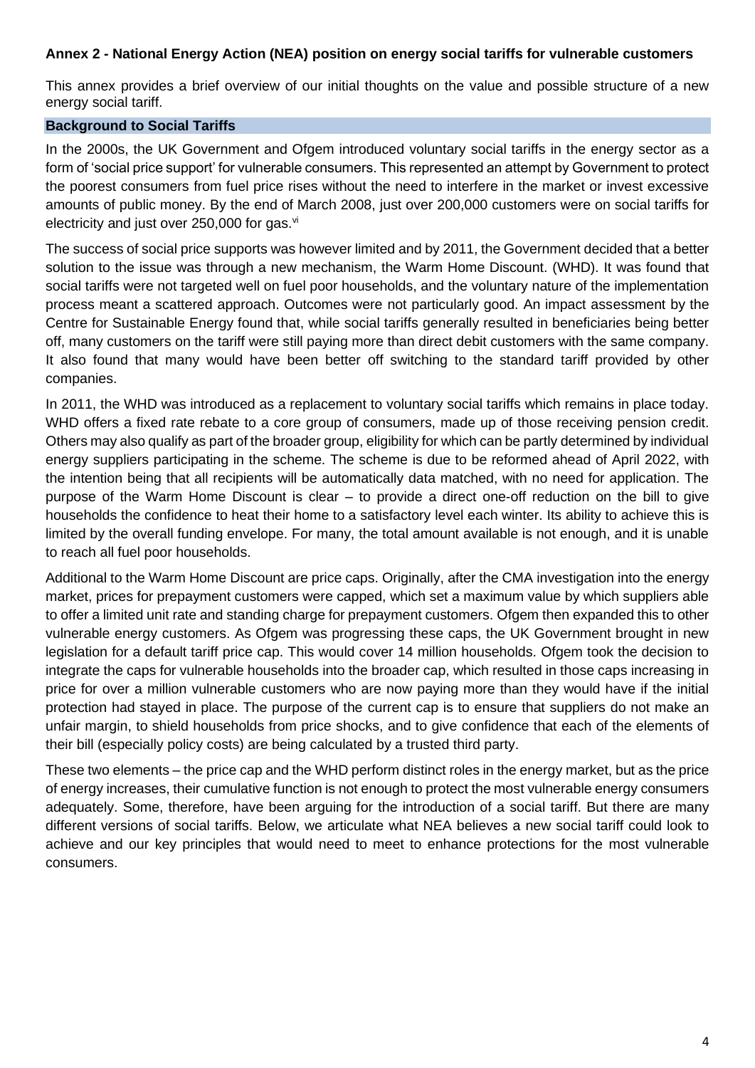**Annex 2 - National Energy Action (NEA) position on energy social tariffs for vulnerable customers**

This annex provides a brief overview of our initial thoughts on the value and possible structure of a new energy social tariff.

## Background to Social Tariffs

In the 2000s, the UK Government and Ofgem introduced voluntary social tariffs in the energy sector as a form of 'social price support' for vulnerable consumers. This represented an attempt by Government to protect the poorest consumers from fuel price rises without the need to interfere in the market or invest excessive amounts of public money. By the end of March 2008, just over 200,000 customers were on social tariffs for electricity and just over 250,000 for gas.[vi]

The success of social price supports was however limited and by 2011, the Government decided that a better solution to the issue was through a new mechanism, the Warm Home Discount. (WHD). It was found that social tariffs were not targeted well on fuel poor households, and the voluntary nature of the implementation process meant a scattered approach. Outcomes were not particularly good. An impact assessment by the Centre for Sustainable Energy found that, while social tariffs generally resulted in beneficiaries being better off, many customers on the tariff were still paying more than direct debit customers with the same company. It also found that many would have been better off switching to the standard tariff provided by other companies.

In 2011, the WHD was introduced as a replacement to voluntary social tariffs which remains in place today. WHD offers a fixed rate rebate to a core group of consumers, made up of those receiving pension credit. Others may also qualify as part of the broader group, eligibility for which can be partly determined by individual energy suppliers participating in the scheme. The scheme is due to be reformed ahead of April 2022, with the intention being that all recipients will be automatically data matched, with no need for application. The purpose of the Warm Home Discount is clear – to provide a direct one-off reduction on the bill to give households the confidence to heat their home to a satisfactory level each winter. Its ability to achieve this is limited by the overall funding envelope. For many, the total amount available is not enough, and it is unable to reach all fuel poor households.

Additional to the Warm Home Discount are price caps. Originally, after the CMA investigation into the energy market, prices for prepayment customers were capped, which set a maximum value by which suppliers able to offer a limited unit rate and standing charge for prepayment customers. Ofgem then expanded this to other vulnerable energy customers. As Ofgem was progressing these caps, the UK Government brought in new legislation for a default tariff price cap. This would cover 14 million households. Ofgem took the decision to integrate the caps for vulnerable households into the broader cap, which resulted in those caps increasing in price for over a million vulnerable customers who are now paying more than they would have if the initial protection had stayed in place. The purpose of the current cap is to ensure that suppliers do not make an unfair margin, to shield households from price shocks, and to give confidence that each of the elements of their bill (especially policy costs) are being calculated by a trusted third party.

These two elements – the price cap and the WHD perform distinct roles in the energy market, but as the price of energy increases, their cumulative function is not enough to protect the most vulnerable energy consumers adequately. Some, therefore, have been arguing for the introduction of a social tariff. But there are many different versions of social tariffs. Below, we articulate what NEA believes a new social tariff could look to achieve and our key principles that would need to meet to enhance protections for the most vulnerable consumers.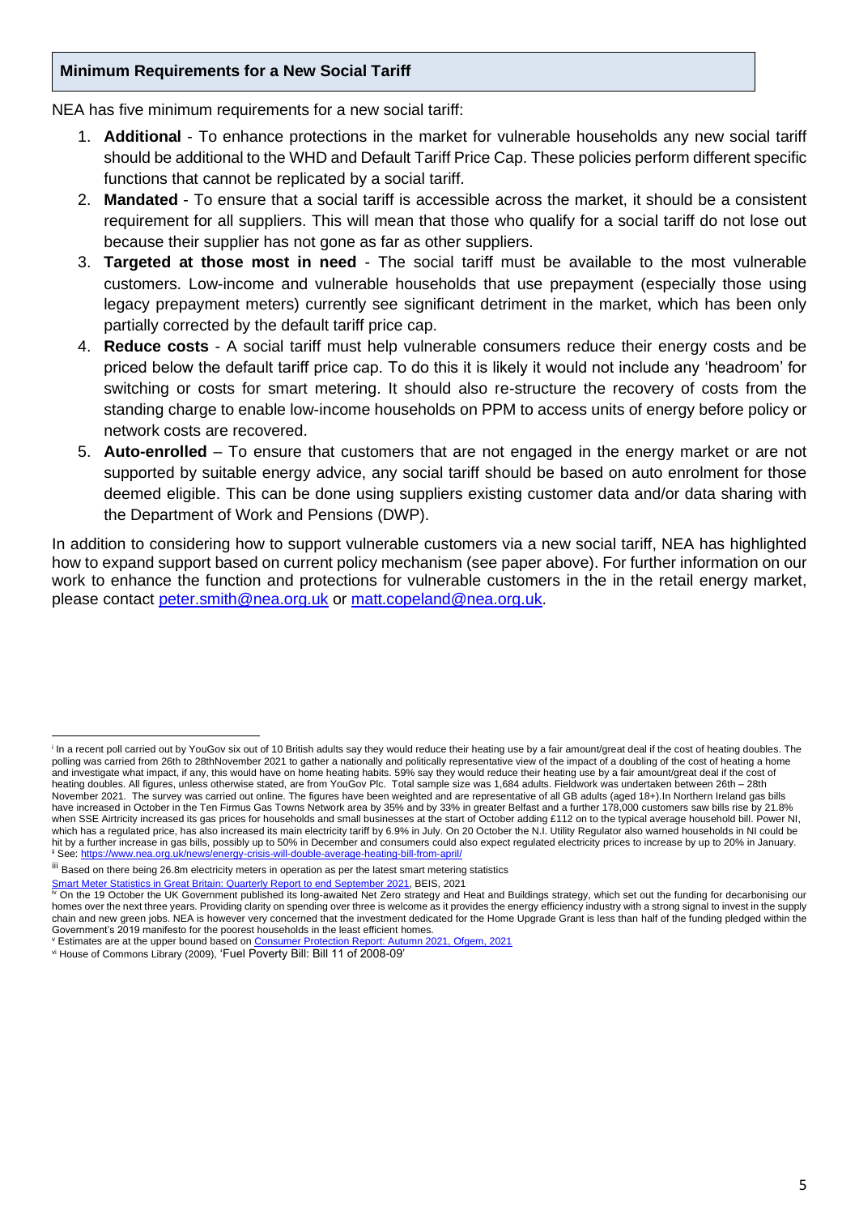## Minimum Requirements for a New Social Tariff

NEA has five minimum requirements for a new social tariff:

1. **Additional** - To enhance protections in the market for vulnerable households any new social tariff should be additional to the WHD and Default Tariff Price Cap. These policies perform different specific functions that cannot be replicated by a social tariff.
2. **Mandated** - To ensure that a social tariff is accessible across the market, it should be a consistent requirement for all suppliers. This will mean that those who qualify for a social tariff do not lose out because their supplier has not gone as far as other suppliers.
3. **Targeted at those most in need** - The social tariff must be available to the most vulnerable customers. Low-income and vulnerable households that use prepayment (especially those using legacy prepayment meters) currently see significant detriment in the market, which has been only partially corrected by the default tariff price cap.
4. **Reduce costs** - A social tariff must help vulnerable consumers reduce their energy costs and be priced below the default tariff price cap. To do this it is likely it would not include any 'headroom' for switching or costs for smart metering. It should also re-structure the recovery of costs from the standing charge to enable low-income households on PPM to access units of energy before policy or network costs are recovered.
5. **Auto-enrolled** – To ensure that customers that are not engaged in the energy market or are not supported by suitable energy advice, any social tariff should be based on auto enrolment for those deemed eligible. This can be done using suppliers existing customer data and/or data sharing with the Department of Work and Pensions (DWP).

In addition to considering how to support vulnerable customers via a new social tariff, NEA has highlighted how to expand support based on current policy mechanism (see paper above). For further information on our work to enhance the function and protections for vulnerable customers in the in the retail energy market, please contact peter.smith@nea.org.uk or matt.copeland@nea.org.uk.

---

[i] In a recent poll carried out by YouGov six out of 10 British adults say they would reduce their heating use by a fair amount/great deal if the cost of heating doubles. The polling was carried from 26th to 28thNovember 2021 to gather a nationally and politically representative view of the impact of a doubling of the cost of heating a home and investigate what impact, if any, this would have on home heating habits. 59% say they would reduce their heating use by a fair amount/great deal if the cost of heating doubles. All figures, unless otherwise stated, are from YouGov Plc. Total sample size was 1,684 adults. Fieldwork was undertaken between 26th – 28th November 2021. The survey was carried out online. The figures have been weighted and are representative of all GB adults (aged 18+).In Northern Ireland gas bills have increased in October in the Ten Firmus Gas Towns Network area by 35% and by 33% in greater Belfast and a further 178,000 customers saw bills rise by 21.8% when SSE Airtricity increased its gas prices for households and small businesses at the start of October adding £112 on to the typical average household bill. Power NI, which has a regulated price, has also increased its main electricity tariff by 6.9% in July. On 20 October the N.I. Utility Regulator also warned households in NI could be hit by a further increase in gas bills, possibly up to 50% in December and consumers could also expect regulated electricity prices to increase by up to 20% in January.

[ii] See: https://www.nea.org.uk/news/energy-crisis-will-double-average-heating-bill-from-april/

[iii] Based on there being 26.8m electricity meters in operation as per the latest smart metering statistics Smart Meter Statistics in Great Britain: Quarterly Report to end September 2021, BEIS, 2021

[iv] On the 19 October the UK Government published its long-awaited Net Zero strategy and Heat and Buildings strategy, which set out the funding for decarbonising our homes over the next three years. Providing clarity on spending over three is welcome as it provides the energy efficiency industry with a strong signal to invest in the supply chain and new green jobs. NEA is however very concerned that the investment dedicated for the Home Upgrade Grant is less than half of the funding pledged within the Government's 2019 manifesto for the poorest households in the least efficient homes.

[v] Estimates are at the upper bound based on Consumer Protection Report: Autumn 2021, Ofgem, 2021

[vi] House of Commons Library (2009), 'Fuel Poverty Bill: Bill 11 of 2008-09'